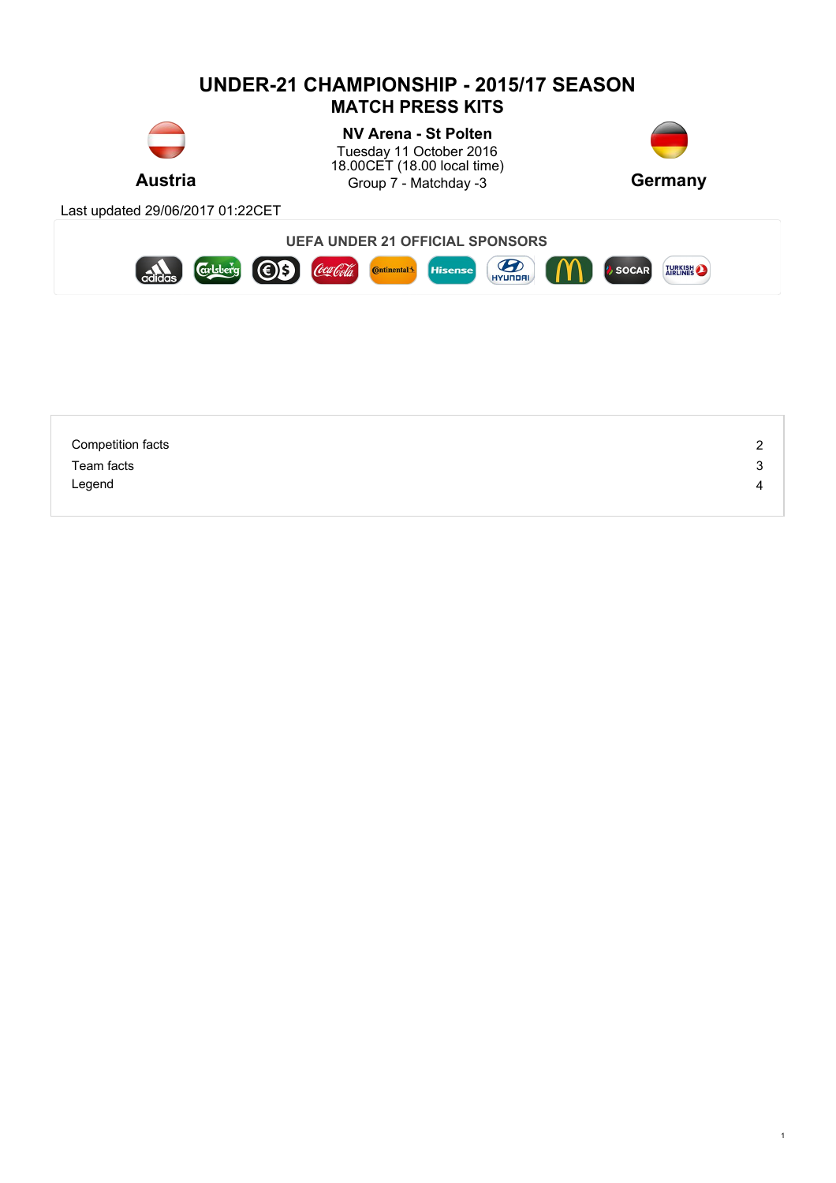# UNDER-21 CHAMPIONSHIP - 2015/17 SEASON
## MATCH PRESS KITS

**Austria**

**NV Arena - St Polten**
Tuesday 11 October 2016
18.00CET (18.00 local time)
Group 7 - Matchday -3

**Germany**

Last updated 29/06/2017 01:22CET

**UEFA UNDER 21 OFFICIAL SPONSORS**

| | |
|---|---|
| Competition facts | 2 |
| Team facts | 3 |
| Legend | 4 |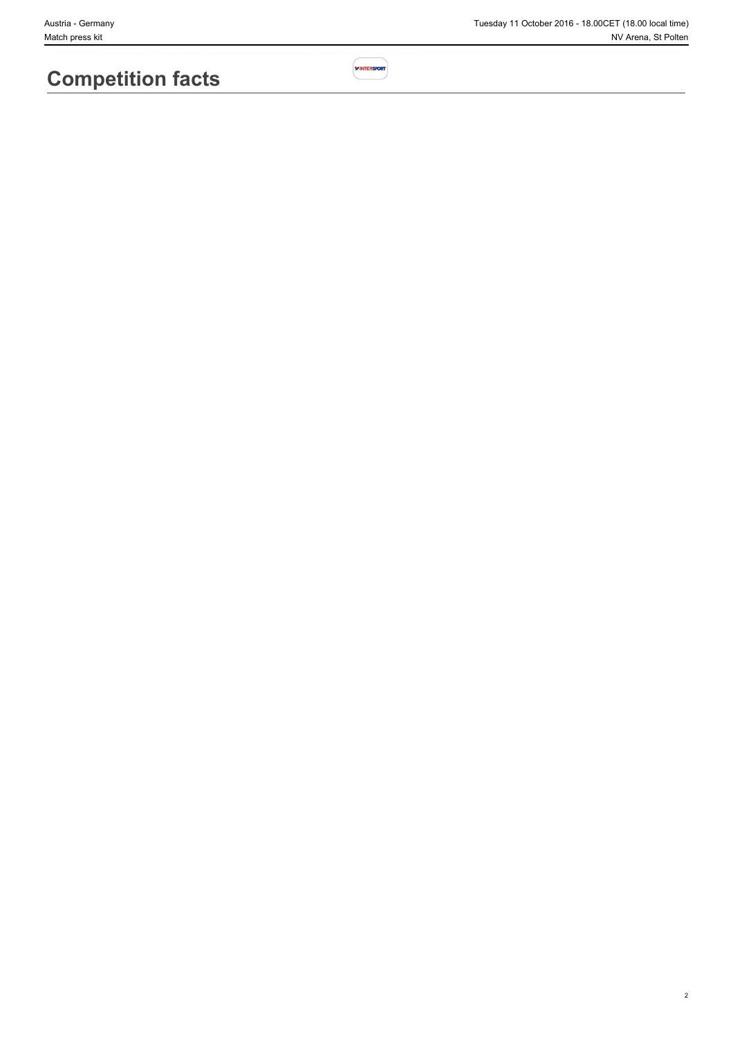# Competition facts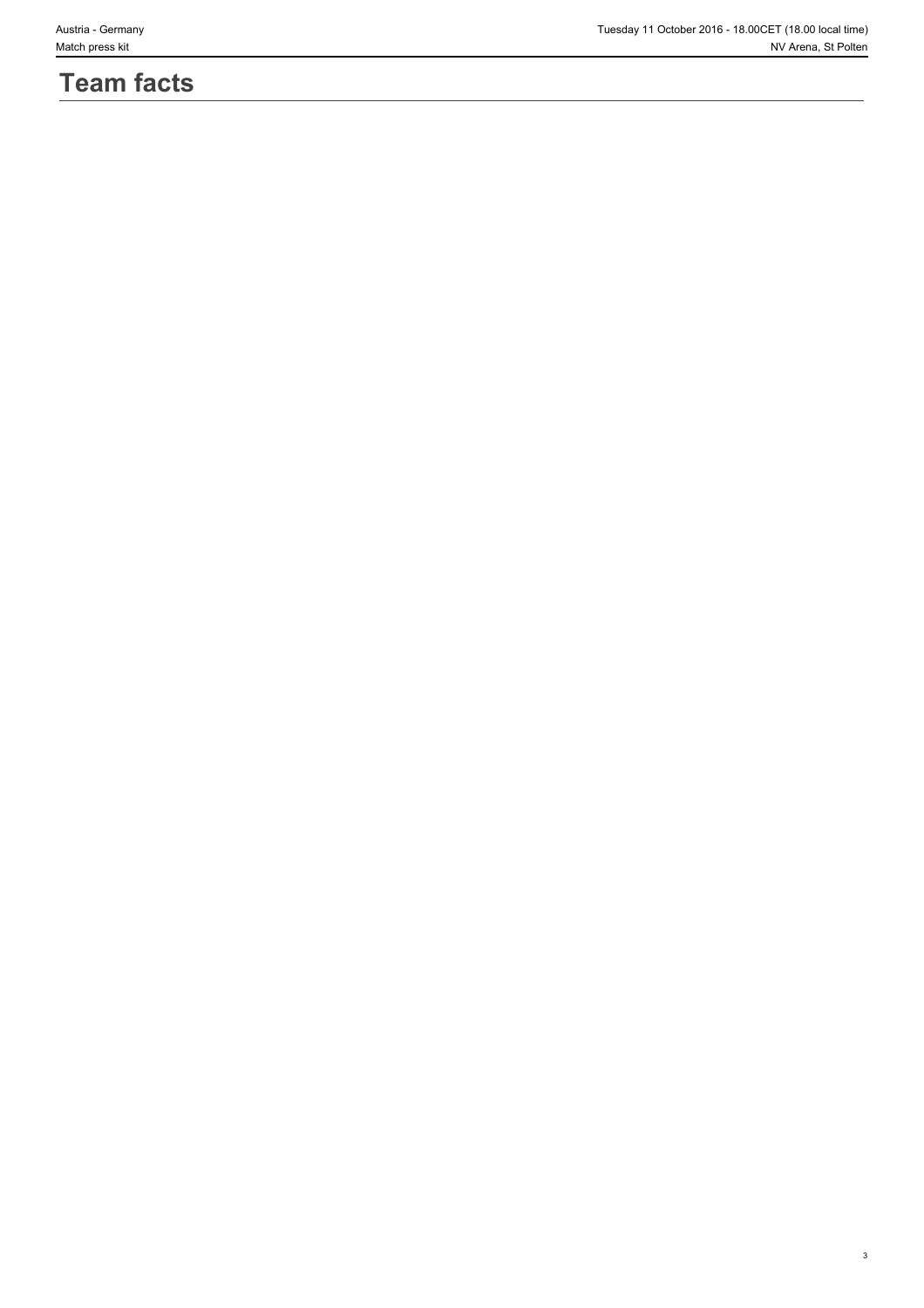# Team facts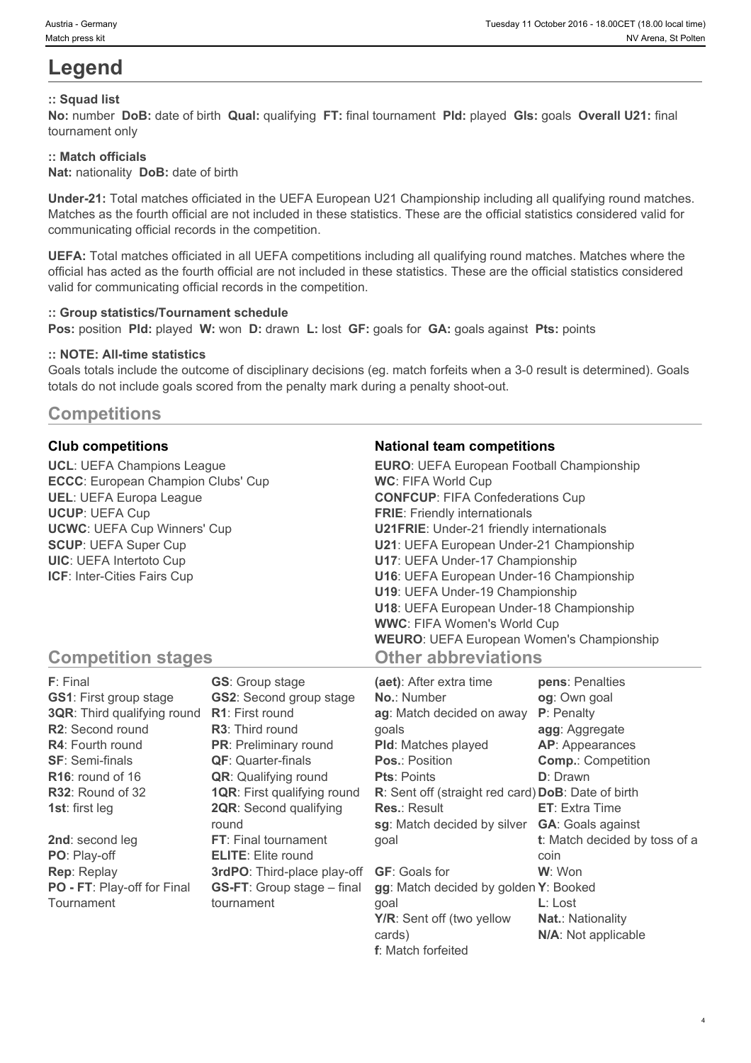# Legend

**:: Squad list**

**No:** number **DoB:** date of birth **Qual:** qualifying **FT:** final tournament **Pld:** played **Gls:** goals **Overall U21:** final tournament only

**:: Match officials**

**Nat:** nationality **DoB:** date of birth

**Under-21:** Total matches officiated in the UEFA European U21 Championship including all qualifying round matches. Matches as the fourth official are not included in these statistics. These are the official statistics considered valid for communicating official records in the competition.

**UEFA:** Total matches officiated in all UEFA competitions including all qualifying round matches. Matches where the official has acted as the fourth official are not included in these statistics. These are the official statistics considered valid for communicating official records in the competition.

**:: Group statistics/Tournament schedule**

**Pos:** position **Pld:** played **W:** won **D:** drawn **L:** lost **GF:** goals for **GA:** goals against **Pts:** points

**:: NOTE: All-time statistics**

Goals totals include the outcome of disciplinary decisions (eg. match forfeits when a 3-0 result is determined). Goals totals do not include goals scored from the penalty mark during a penalty shoot-out.

## Competitions

### Club competitions

**UCL**: UEFA Champions League
**ECCC**: European Champion Clubs' Cup
**UEL**: UEFA Europa League
**UCUP**: UEFA Cup
**UCWC**: UEFA Cup Winners' Cup
**SCUP**: UEFA Super Cup
**UIC**: UEFA Intertoto Cup
**ICF**: Inter-Cities Fairs Cup

### National team competitions

**EURO**: UEFA European Football Championship
**WC**: FIFA World Cup
**CONFCUP**: FIFA Confederations Cup
**FRIE**: Friendly internationals
**U21FRIE**: Under-21 friendly internationals
**U21**: UEFA European Under-21 Championship
**U17**: UEFA Under-17 Championship
**U16**: UEFA European Under-16 Championship
**U19**: UEFA Under-19 Championship
**U18**: UEFA European Under-18 Championship
**WWC**: FIFA Women's World Cup
**WEURO**: UEFA European Women's Championship

## Competition stages

**F**: Final
**GS1**: First group stage
**3QR**: Third qualifying round
**R2**: Second round
**R4**: Fourth round
**SF**: Semi-finals
**R16**: round of 16
**R32**: Round of 32
**1st**: first leg
**2nd**: second leg
**PO**: Play-off
**Rep**: Replay
**PO - FT**: Play-off for Final Tournament
**GS**: Group stage
**GS2**: Second group stage
**R1**: First round
**R3**: Third round
**PR**: Preliminary round
**QF**: Quarter-finals
**QR**: Qualifying round
**1QR**: First qualifying round
**2QR**: Second qualifying round
**FT**: Final tournament
**ELITE**: Elite round
**3rdPO**: Third-place play-off
**GS-FT**: Group stage – final tournament

## Other abbreviations

**(aet)**: After extra time
**No.**: Number
**ag**: Match decided on away goals
**Pld**: Matches played
**Pos.**: Position
**Pts**: Points
**R**: Sent off (straight red card)
**Res.**: Result
**sg**: Match decided by silver goal
**GF**: Goals for
**gg**: Match decided by golden goal
**Y/R**: Sent off (two yellow cards)
**f**: Match forfeited
**pens**: Penalties
**og**: Own goal
**P**: Penalty
**agg**: Aggregate
**AP**: Appearances
**Comp.**: Competition
**D**: Drawn
**DoB**: Date of birth
**ET**: Extra Time
**GA**: Goals against
**t**: Match decided by toss of a coin
**W**: Won
**Y**: Booked
**L**: Lost
**Nat.**: Nationality
**N/A**: Not applicable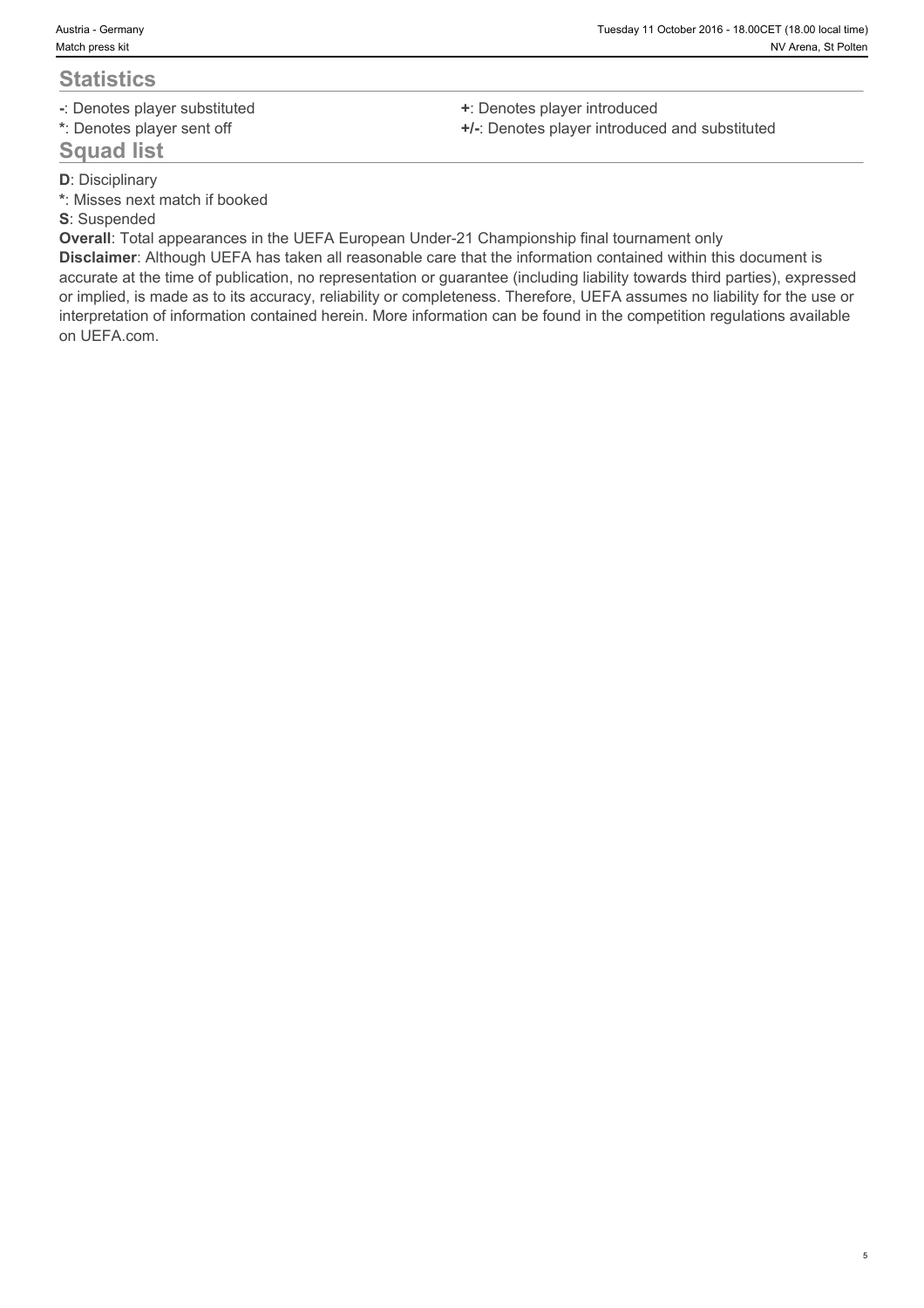## Statistics

**-**: Denotes player substituted

**+**: Denotes player introduced

**\***: Denotes player sent off

**+/-**: Denotes player introduced and substituted

## Squad list

**D**: Disciplinary

**\***: Misses next match if booked

**S**: Suspended

**Overall**: Total appearances in the UEFA European Under-21 Championship final tournament only

**Disclaimer**: Although UEFA has taken all reasonable care that the information contained within this document is accurate at the time of publication, no representation or guarantee (including liability towards third parties), expressed or implied, is made as to its accuracy, reliability or completeness. Therefore, UEFA assumes no liability for the use or interpretation of information contained herein. More information can be found in the competition regulations available on UEFA.com.